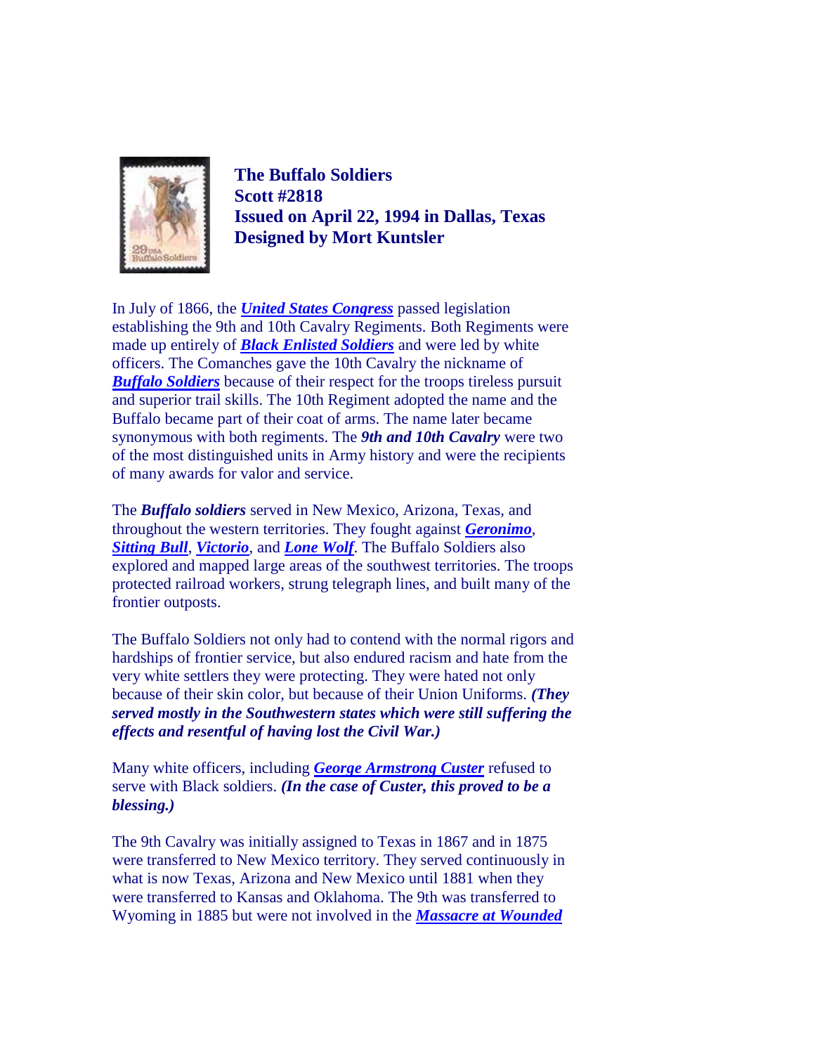**The Buffalo Soldiers**
**Scott #2818**
**Issued on April 22, 1994 in Dallas, Texas**
**Designed by Mort Kuntsler**

In July of 1866, the ***United States Congress*** passed legislation establishing the 9th and 10th Cavalry Regiments. Both Regiments were made up entirely of ***Black Enlisted Soldiers*** and were led by white officers. The Comanches gave the 10th Cavalry the nickname of ***Buffalo Soldiers*** because of their respect for the troops tireless pursuit and superior trail skills. The 10th Regiment adopted the name and the Buffalo became part of their coat of arms. The name later became synonymous with both regiments. The ***9th and 10th Cavalry*** were two of the most distinguished units in Army history and were the recipients of many awards for valor and service.

The ***Buffalo soldiers*** served in New Mexico, Arizona, Texas, and throughout the western territories. They fought against ***Geronimo***, ***Sitting Bull***, ***Victorio***, and ***Lone Wolf***. The Buffalo Soldiers also explored and mapped large areas of the southwest territories. The troops protected railroad workers, strung telegraph lines, and built many of the frontier outposts.

The Buffalo Soldiers not only had to contend with the normal rigors and hardships of frontier service, but also endured racism and hate from the very white settlers they were protecting. They were hated not only because of their skin color, but because of their Union Uniforms. ***(They served mostly in the Southwestern states which were still suffering the effects and resentful of having lost the Civil War.)***

Many white officers, including ***George Armstrong Custer*** refused to serve with Black soldiers. ***(In the case of Custer, this proved to be a blessing.)***

The 9th Cavalry was initially assigned to Texas in 1867 and in 1875 were transferred to New Mexico territory. They served continuously in what is now Texas, Arizona and New Mexico until 1881 when they were transferred to Kansas and Oklahoma. The 9th was transferred to Wyoming in 1885 but were not involved in the ***Massacre at Wounded***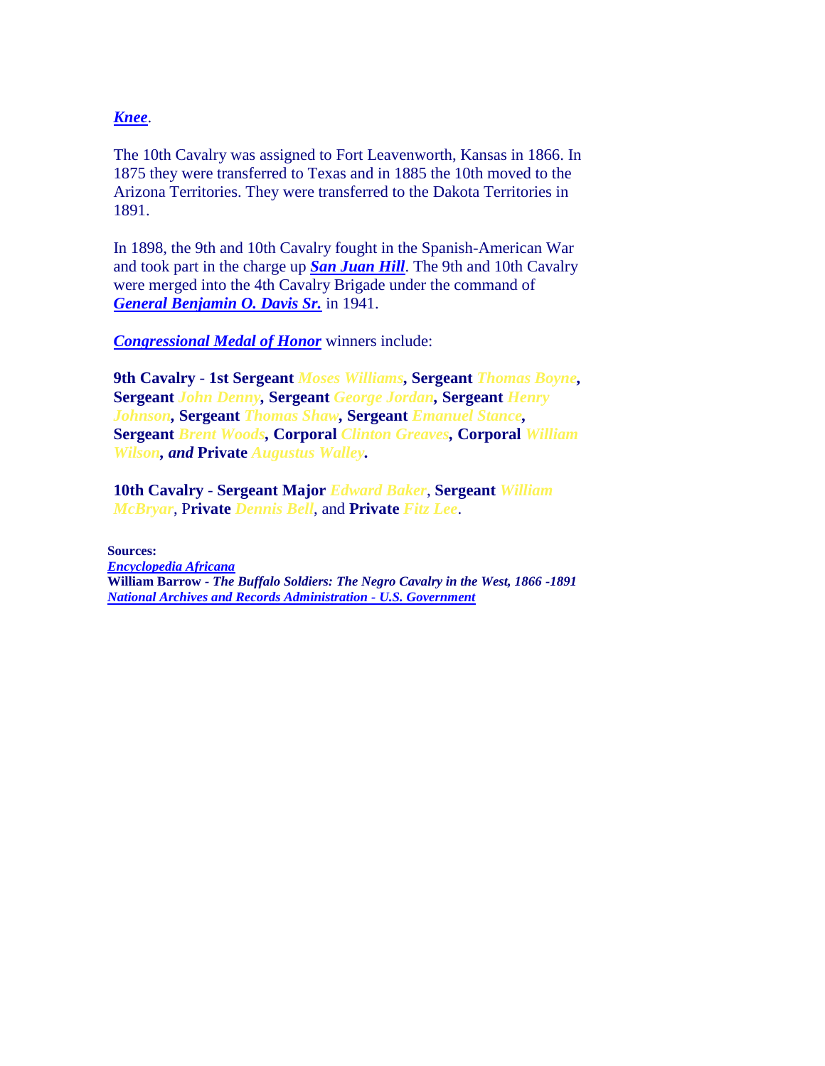***Knee***.

The 10th Cavalry was assigned to Fort Leavenworth, Kansas in 1866. In 1875 they were transferred to Texas and in 1885 the 10th moved to the Arizona Territories. They were transferred to the Dakota Territories in 1891.

In 1898, the 9th and 10th Cavalry fought in the Spanish-American War and took part in the charge up ***San Juan Hill***. The 9th and 10th Cavalry were merged into the 4th Cavalry Brigade under the command of ***General Benjamin O. Davis Sr.*** in 1941.

***Congressional Medal of Honor*** winners include:

**9th Cavalry** - **1st Sergeant** *Moses Williams*, **Sergeant** *Thomas Boyne*, **Sergeant** *John Denny*, **Sergeant** *George Jordan*, **Sergeant** *Henry Johnson*, **Sergeant** *Thomas Shaw*, **Sergeant** *Emanuel Stance*, **Sergeant** *Brent Woods*, **Corporal** *Clinton Greaves*, **Corporal** *William Wilson*, ***and*** **Private** *Augustus Walley*.

**10th Cavalry** - **Sergeant Major** *Edward Baker*, **Sergeant** *William McBryar*, **Private** *Dennis Bell*, and **Private** *Fitz Lee*.

**Sources:**
***Encyclopedia Africana***
**William Barrow -** ***The Buffalo Soldiers: The Negro Cavalry in the West, 1866 -1891***
***National Archives and Records Administration - U.S. Government***